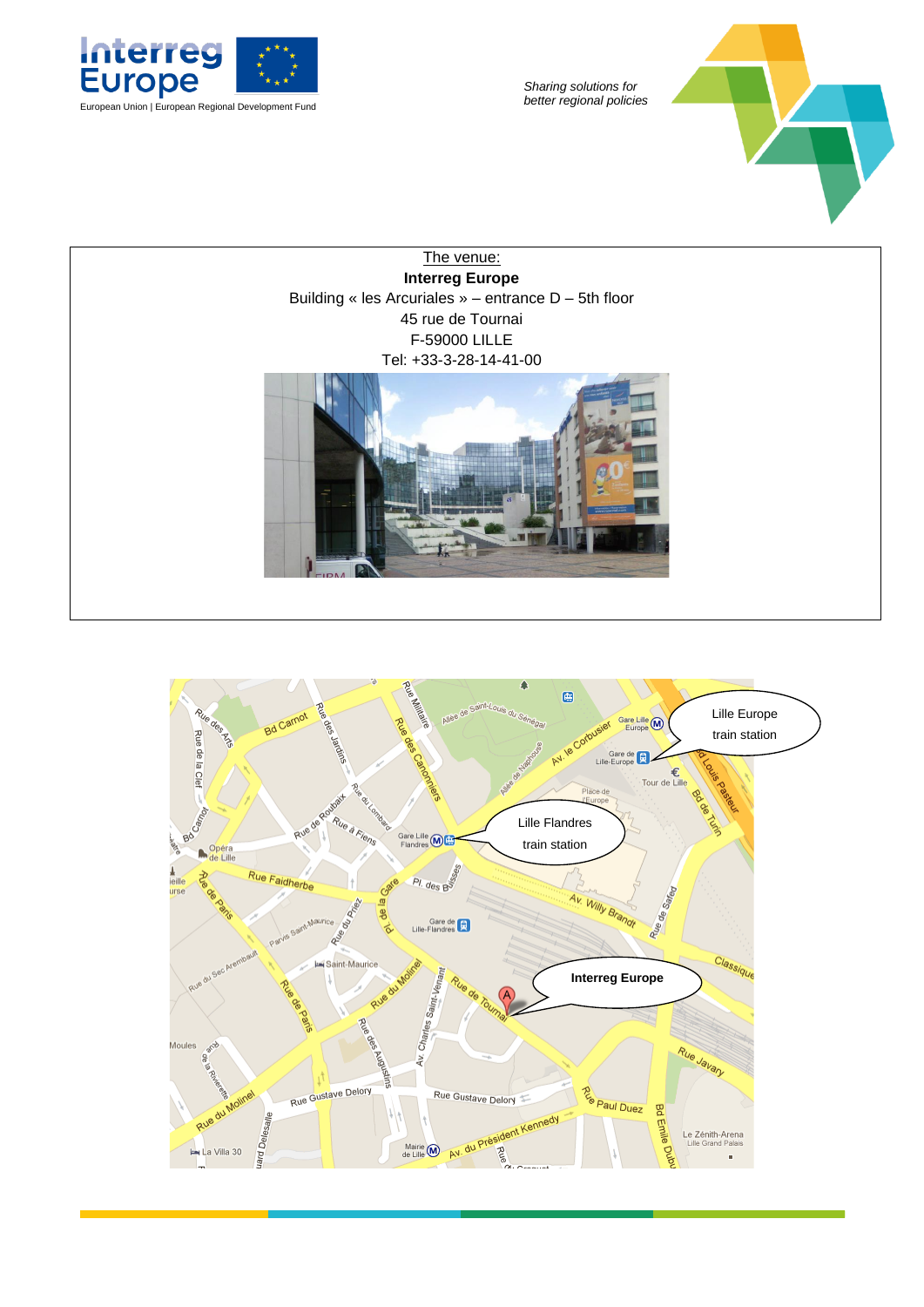Sharing solutions for
better regional policies

The venue:

**Interreg Europe**

Building « les Arcuriales » – entrance D – 5th floor

45 rue de Tournai

F-59000 LILLE

Tel: +33-3-28-14-41-00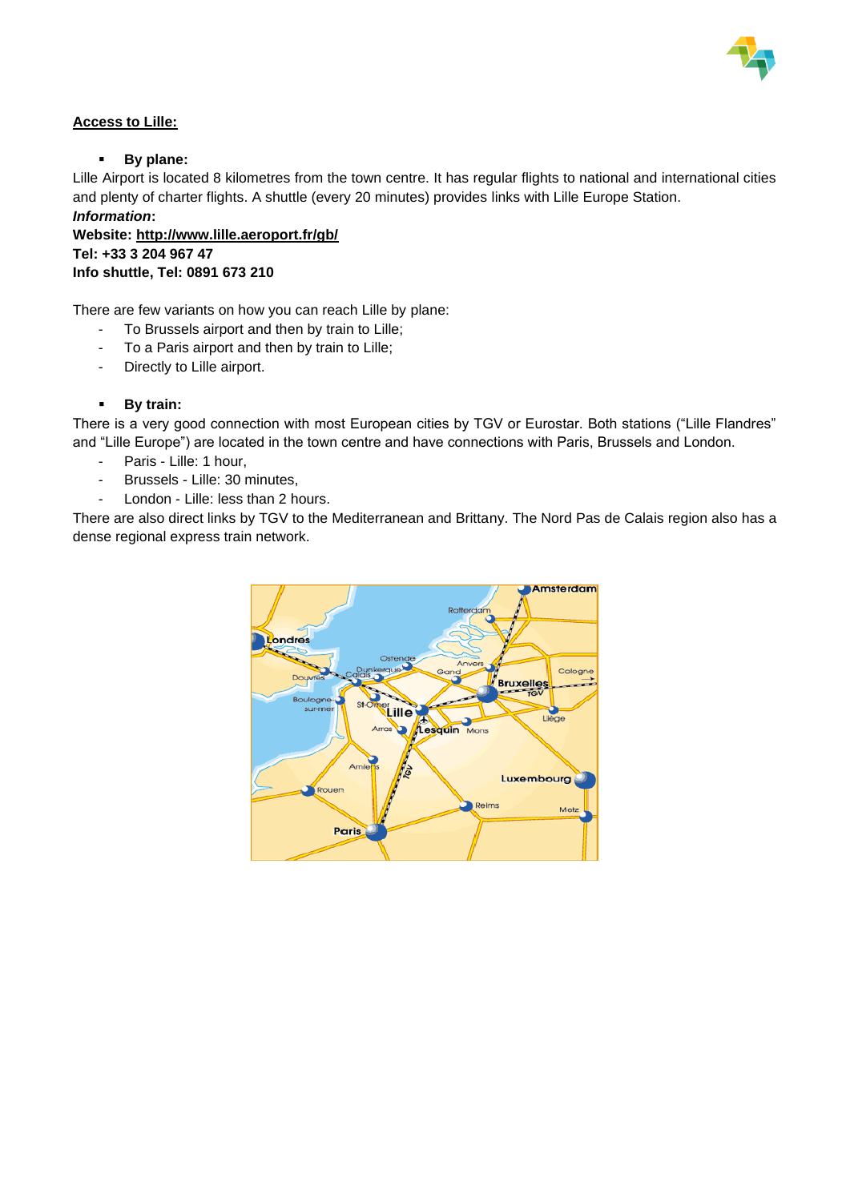**Access to Lille:**

- **By plane:**

Lille Airport is located 8 kilometres from the town centre. It has regular flights to national and international cities and plenty of charter flights. A shuttle (every 20 minutes) provides links with Lille Europe Station.

***Information*:**

**Website: http://www.lille.aeroport.fr/gb/**

**Tel: +33 3 204 967 47**

**Info shuttle, Tel: 0891 673 210**

There are few variants on how you can reach Lille by plane:

- To Brussels airport and then by train to Lille;
- To a Paris airport and then by train to Lille;
- Directly to Lille airport.

- **By train:**

There is a very good connection with most European cities by TGV or Eurostar. Both stations ("Lille Flandres" and "Lille Europe") are located in the town centre and have connections with Paris, Brussels and London.

- Paris - Lille: 1 hour,
- Brussels - Lille: 30 minutes,
- London - Lille: less than 2 hours.

There are also direct links by TGV to the Mediterranean and Brittany. The Nord Pas de Calais region also has a dense regional express train network.

Amsterdam
Rotterdam
Londres
Ostende
Anvers
Cologne
Douvres
Dunkerque
Calais
Gand
Bruxelles
TGV
Boulogne-sur-mer
St-Omer
Lille
Liège
Arras
Lesquin
Mons
Amiens
TGV
Luxembourg
Rouen
Reims
Metz
Paris